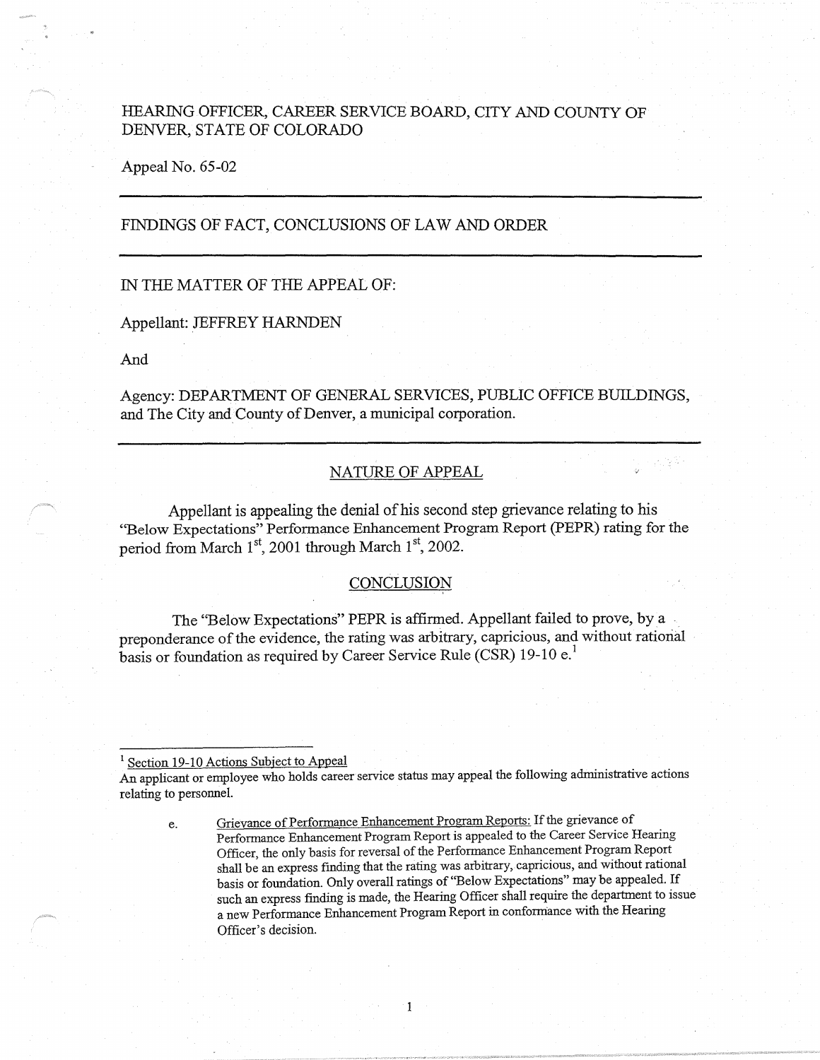HEARING OFFICER, CAREER SERVICE BOARD, CITY AND COUNTY OF DENVER, STATE OF COLORADO

Appeal No. 65-02

---

FINDINGS OF FACT, CONCLUSIONS OF LAW AND ORDER

---

IN THE MATTER OF THE APPEAL OF:

Appellant: JEFFREY HARNDEN

And

Agency: DEPARTMENT OF GENERAL SERVICES, PUBLIC OFFICE BUILDINGS, and The City and County of Denver, a municipal corporation.

---

## NATURE OF APPEAL

Appellant is appealing the denial of his second step grievance relating to his "Below Expectations" Performance Enhancement Program Report (PEPR) rating for the period from March 1st, 2001 through March 1st, 2002.

## CONCLUSION

The "Below Expectations" PEPR is affirmed. Appellant failed to prove, by a preponderance of the evidence, the rating was arbitrary, capricious, and without rational basis or foundation as required by Career Service Rule (CSR) 19-10 e.[1]

---

[1] Section 19-10 Actions Subject to Appeal

An applicant or employee who holds career service status may appeal the following administrative actions relating to personnel.

e. Grievance of Performance Enhancement Program Reports: If the grievance of Performance Enhancement Program Report is appealed to the Career Service Hearing Officer, the only basis for reversal of the Performance Enhancement Program Report shall be an express finding that the rating was arbitrary, capricious, and without rational basis or foundation. Only overall ratings of "Below Expectations" may be appealed. If such an express finding is made, the Hearing Officer shall require the department to issue a new Performance Enhancement Program Report in conformance with the Hearing Officer's decision.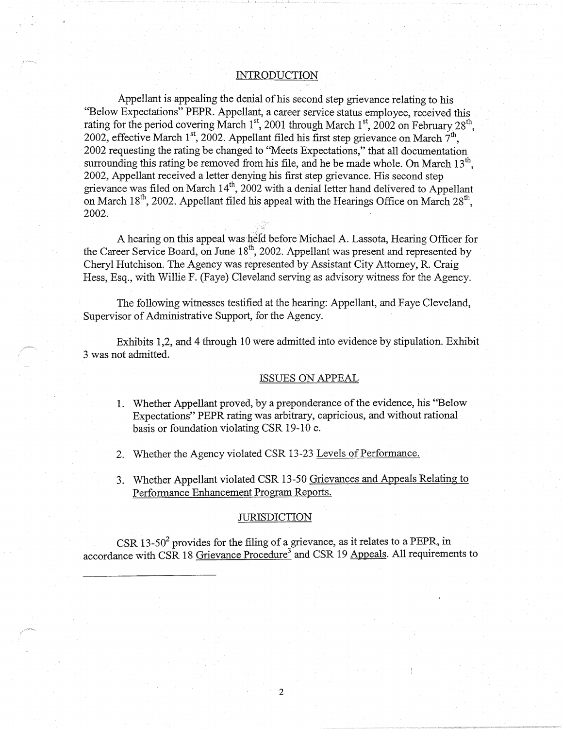## INTRODUCTION

Appellant is appealing the denial of his second step grievance relating to his "Below Expectations" PEPR. Appellant, a career service status employee, received this rating for the period covering March 1st, 2001 through March 1st, 2002 on February 28th, 2002, effective March 1st, 2002. Appellant filed his first step grievance on March 7th, 2002 requesting the rating be changed to "Meets Expectations," that all documentation surrounding this rating be removed from his file, and he be made whole. On March 13th, 2002, Appellant received a letter denying his first step grievance. His second step grievance was filed on March 14th, 2002 with a denial letter hand delivered to Appellant on March 18th, 2002. Appellant filed his appeal with the Hearings Office on March 28th, 2002.

A hearing on this appeal was held before Michael A. Lassota, Hearing Officer for the Career Service Board, on June 18th, 2002. Appellant was present and represented by Cheryl Hutchison. The Agency was represented by Assistant City Attorney, R. Craig Hess, Esq., with Willie F. (Faye) Cleveland serving as advisory witness for the Agency.

The following witnesses testified at the hearing: Appellant, and Faye Cleveland, Supervisor of Administrative Support, for the Agency.

Exhibits 1,2, and 4 through 10 were admitted into evidence by stipulation. Exhibit 3 was not admitted.

## ISSUES ON APPEAL

1. Whether Appellant proved, by a preponderance of the evidence, his "Below Expectations" PEPR rating was arbitrary, capricious, and without rational basis or foundation violating CSR 19-10 e.
2. Whether the Agency violated CSR 13-23 Levels of Performance.
3. Whether Appellant violated CSR 13-50 Grievances and Appeals Relating to Performance Enhancement Program Reports.

## JURISDICTION

CSR 13-50[2] provides for the filing of a grievance, as it relates to a PEPR, in accordance with CSR 18 Grievance Procedure[3] and CSR 19 Appeals. All requirements to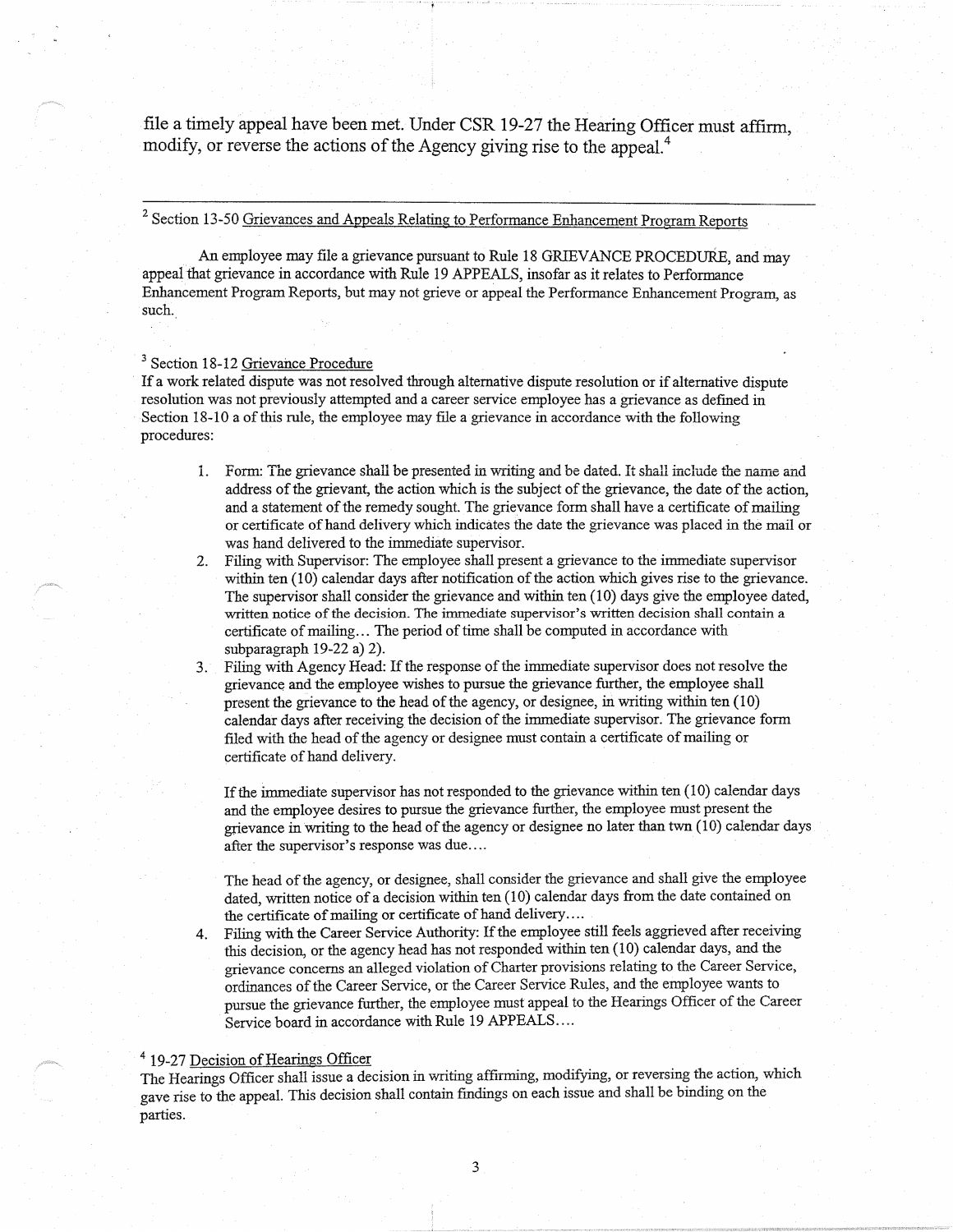file a timely appeal have been met. Under CSR 19-27 the Hearing Officer must affirm, modify, or reverse the actions of the Agency giving rise to the appeal.[4]

---

[2] Section 13-50 Grievances and Appeals Relating to Performance Enhancement Program Reports

An employee may file a grievance pursuant to Rule 18 GRIEVANCE PROCEDURE, and may appeal that grievance in accordance with Rule 19 APPEALS, insofar as it relates to Performance Enhancement Program Reports, but may not grieve or appeal the Performance Enhancement Program, as such.

[3] Section 18-12 Grievance Procedure

If a work related dispute was not resolved through alternative dispute resolution or if alternative dispute resolution was not previously attempted and a career service employee has a grievance as defined in Section 18-10 a of this rule, the employee may file a grievance in accordance with the following procedures:

1. Form: The grievance shall be presented in writing and be dated. It shall include the name and address of the grievant, the action which is the subject of the grievance, the date of the action, and a statement of the remedy sought. The grievance form shall have a certificate of mailing or certificate of hand delivery which indicates the date the grievance was placed in the mail or was hand delivered to the immediate supervisor.
2. Filing with Supervisor: The employee shall present a grievance to the immediate supervisor within ten (10) calendar days after notification of the action which gives rise to the grievance. The supervisor shall consider the grievance and within ten (10) days give the employee dated, written notice of the decision. The immediate supervisor's written decision shall contain a certificate of mailing… The period of time shall be computed in accordance with subparagraph 19-22 a) 2).
3. Filing with Agency Head: If the response of the immediate supervisor does not resolve the grievance and the employee wishes to pursue the grievance further, the employee shall present the grievance to the head of the agency, or designee, in writing within ten (10) calendar days after receiving the decision of the immediate supervisor. The grievance form filed with the head of the agency or designee must contain a certificate of mailing or certificate of hand delivery.

   If the immediate supervisor has not responded to the grievance within ten (10) calendar days and the employee desires to pursue the grievance further, the employee must present the grievance in writing to the head of the agency or designee no later than twn (10) calendar days after the supervisor's response was due….

   The head of the agency, or designee, shall consider the grievance and shall give the employee dated, written notice of a decision within ten (10) calendar days from the date contained on the certificate of mailing or certificate of hand delivery….
4. Filing with the Career Service Authority: If the employee still feels aggrieved after receiving this decision, or the agency head has not responded within ten (10) calendar days, and the grievance concerns an alleged violation of Charter provisions relating to the Career Service, ordinances of the Career Service, or the Career Service Rules, and the employee wants to pursue the grievance further, the employee must appeal to the Hearings Officer of the Career Service board in accordance with Rule 19 APPEALS….

[4] 19-27 Decision of Hearings Officer

The Hearings Officer shall issue a decision in writing affirming, modifying, or reversing the action, which gave rise to the appeal. This decision shall contain findings on each issue and shall be binding on the parties.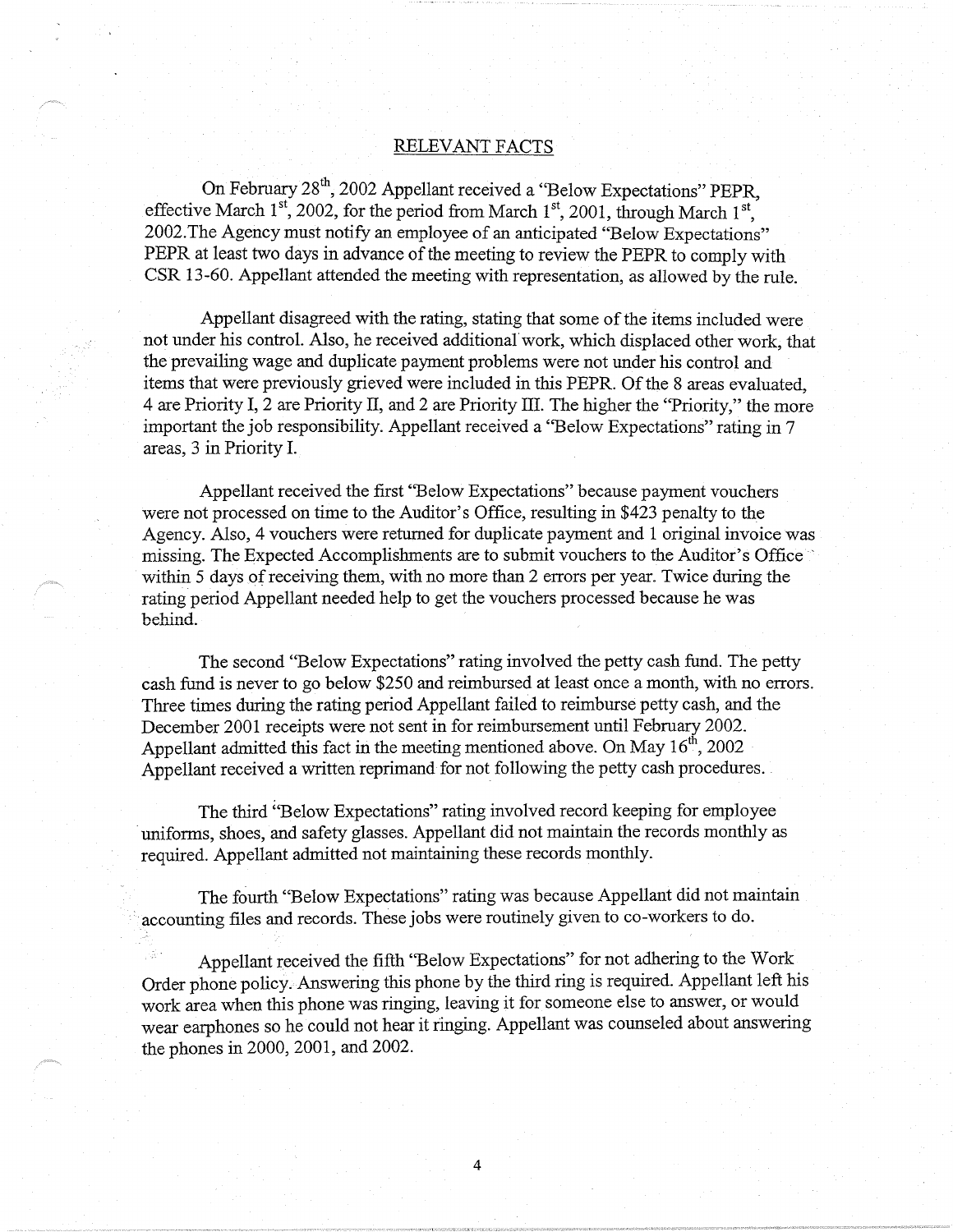## RELEVANT FACTS

On February 28th, 2002 Appellant received a "Below Expectations" PEPR, effective March 1st, 2002, for the period from March 1st, 2001, through March 1st, 2002.The Agency must notify an employee of an anticipated "Below Expectations" PEPR at least two days in advance of the meeting to review the PEPR to comply with CSR 13-60. Appellant attended the meeting with representation, as allowed by the rule.

Appellant disagreed with the rating, stating that some of the items included were not under his control. Also, he received additional work, which displaced other work, that the prevailing wage and duplicate payment problems were not under his control and items that were previously grieved were included in this PEPR. Of the 8 areas evaluated, 4 are Priority I, 2 are Priority II, and 2 are Priority III. The higher the "Priority," the more important the job responsibility. Appellant received a "Below Expectations" rating in 7 areas, 3 in Priority I.

Appellant received the first "Below Expectations" because payment vouchers were not processed on time to the Auditor's Office, resulting in $423 penalty to the Agency. Also, 4 vouchers were returned for duplicate payment and 1 original invoice was missing. The Expected Accomplishments are to submit vouchers to the Auditor's Office within 5 days of receiving them, with no more than 2 errors per year. Twice during the rating period Appellant needed help to get the vouchers processed because he was behind.

The second "Below Expectations" rating involved the petty cash fund. The petty cash fund is never to go below $250 and reimbursed at least once a month, with no errors. Three times during the rating period Appellant failed to reimburse petty cash, and the December 2001 receipts were not sent in for reimbursement until February 2002. Appellant admitted this fact in the meeting mentioned above. On May 16th, 2002 Appellant received a written reprimand for not following the petty cash procedures.

The third "Below Expectations" rating involved record keeping for employee uniforms, shoes, and safety glasses. Appellant did not maintain the records monthly as required. Appellant admitted not maintaining these records monthly.

The fourth "Below Expectations" rating was because Appellant did not maintain accounting files and records. These jobs were routinely given to co-workers to do.

Appellant received the fifth "Below Expectations" for not adhering to the Work Order phone policy. Answering this phone by the third ring is required. Appellant left his work area when this phone was ringing, leaving it for someone else to answer, or would wear earphones so he could not hear it ringing. Appellant was counseled about answering the phones in 2000, 2001, and 2002.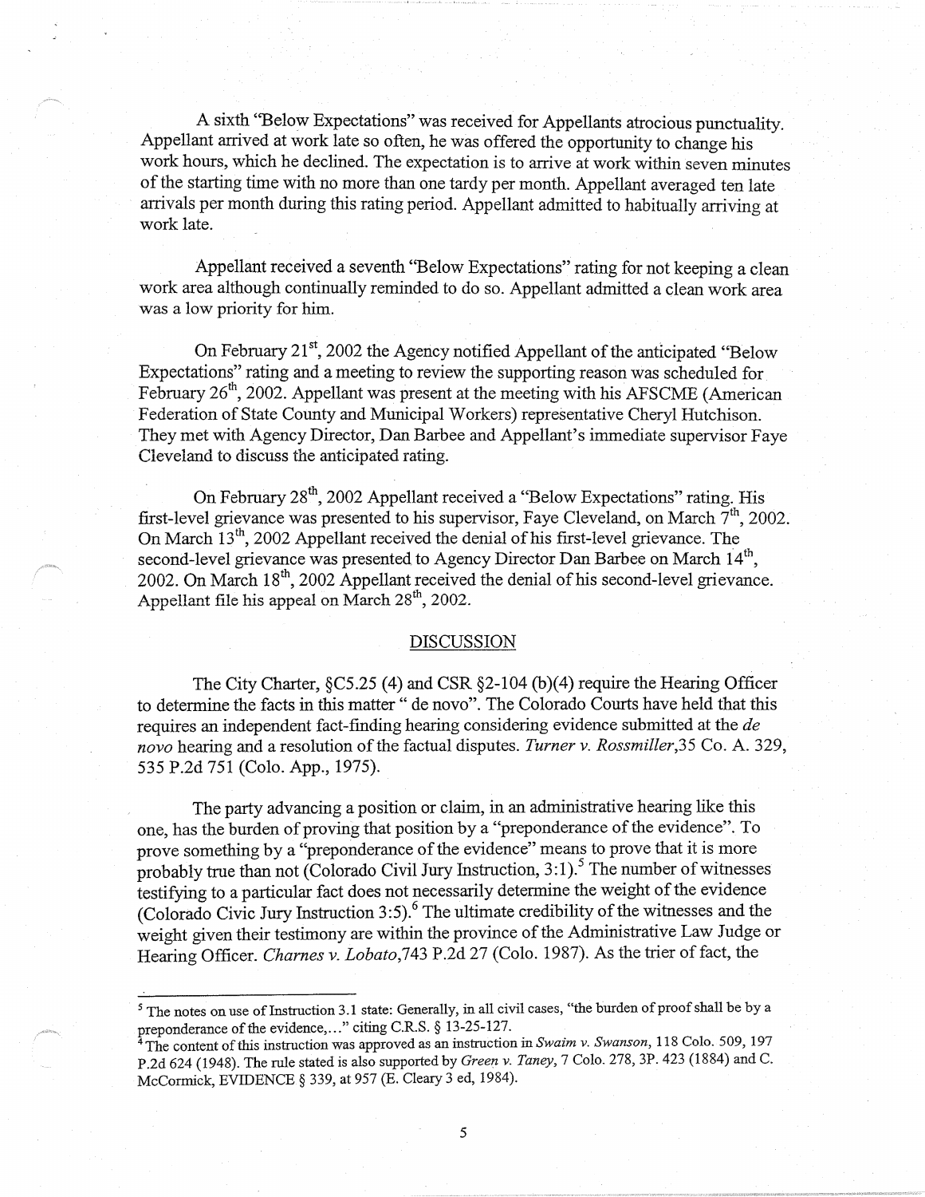A sixth "Below Expectations" was received for Appellants atrocious punctuality. Appellant arrived at work late so often, he was offered the opportunity to change his work hours, which he declined. The expectation is to arrive at work within seven minutes of the starting time with no more than one tardy per month. Appellant averaged ten late arrivals per month during this rating period. Appellant admitted to habitually arriving at work late.

Appellant received a seventh "Below Expectations" rating for not keeping a clean work area although continually reminded to do so. Appellant admitted a clean work area was a low priority for him.

On February 21st, 2002 the Agency notified Appellant of the anticipated "Below Expectations" rating and a meeting to review the supporting reason was scheduled for February 26th, 2002. Appellant was present at the meeting with his AFSCME (American Federation of State County and Municipal Workers) representative Cheryl Hutchison. They met with Agency Director, Dan Barbee and Appellant's immediate supervisor Faye Cleveland to discuss the anticipated rating.

On February 28th, 2002 Appellant received a "Below Expectations" rating. His first-level grievance was presented to his supervisor, Faye Cleveland, on March 7th, 2002. On March 13th, 2002 Appellant received the denial of his first-level grievance. The second-level grievance was presented to Agency Director Dan Barbee on March 14th, 2002. On March 18th, 2002 Appellant received the denial of his second-level grievance. Appellant file his appeal on March 28th, 2002.

## DISCUSSION

The City Charter, §C5.25 (4) and CSR §2-104 (b)(4) require the Hearing Officer to determine the facts in this matter " de novo". The Colorado Courts have held that this requires an independent fact-finding hearing considering evidence submitted at the *de novo* hearing and a resolution of the factual disputes. *Turner v. Rossmiller*,35 Co. A. 329, 535 P.2d 751 (Colo. App., 1975).

The party advancing a position or claim, in an administrative hearing like this one, has the burden of proving that position by a "preponderance of the evidence". To prove something by a "preponderance of the evidence" means to prove that it is more probably true than not (Colorado Civil Jury Instruction, 3:1).[5] The number of witnesses testifying to a particular fact does not necessarily determine the weight of the evidence (Colorado Civic Jury Instruction 3:5).[6] The ultimate credibility of the witnesses and the weight given their testimony are within the province of the Administrative Law Judge or Hearing Officer. *Charnes v. Lobato*,743 P.2d 27 (Colo. 1987). As the trier of fact, the

---

[5] The notes on use of Instruction 3.1 state: Generally, in all civil cases, "the burden of proof shall be by a preponderance of the evidence,..." citing C.R.S. § 13-25-127.

[6] The content of this instruction was approved as an instruction in *Swaim v. Swanson*, 118 Colo. 509, 197 P.2d 624 (1948). The rule stated is also supported by *Green v. Taney*, 7 Colo. 278, 3P. 423 (1884) and C. McCormick, EVIDENCE § 339, at 957 (E. Cleary 3 ed, 1984).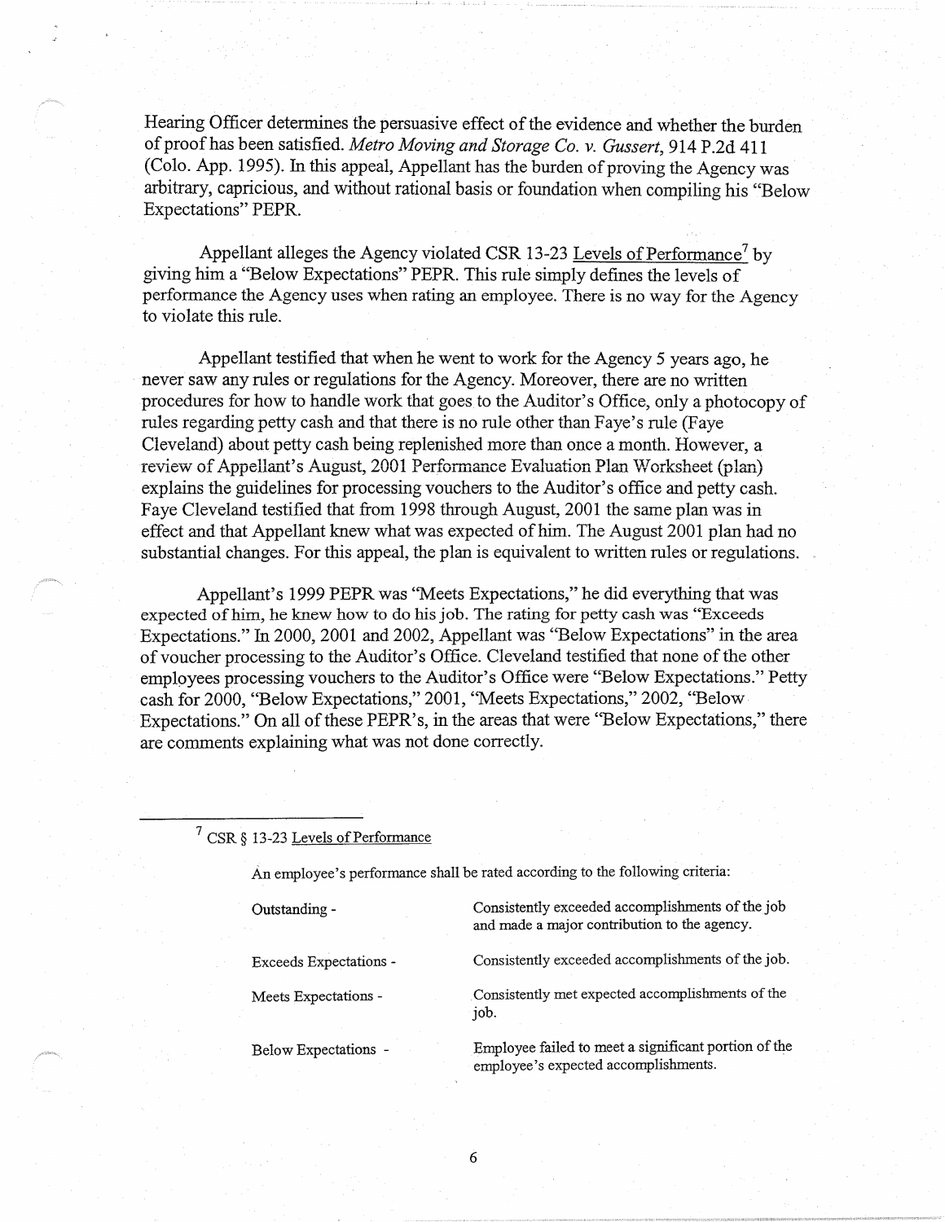Hearing Officer determines the persuasive effect of the evidence and whether the burden of proof has been satisfied. *Metro Moving and Storage Co. v. Gussert*, 914 P.2d 411 (Colo. App. 1995). In this appeal, Appellant has the burden of proving the Agency was arbitrary, capricious, and without rational basis or foundation when compiling his "Below Expectations" PEPR.

Appellant alleges the Agency violated CSR 13-23 Levels of Performance[7] by giving him a "Below Expectations" PEPR. This rule simply defines the levels of performance the Agency uses when rating an employee. There is no way for the Agency to violate this rule.

Appellant testified that when he went to work for the Agency 5 years ago, he never saw any rules or regulations for the Agency. Moreover, there are no written procedures for how to handle work that goes to the Auditor's Office, only a photocopy of rules regarding petty cash and that there is no rule other than Faye's rule (Faye Cleveland) about petty cash being replenished more than once a month. However, a review of Appellant's August, 2001 Performance Evaluation Plan Worksheet (plan) explains the guidelines for processing vouchers to the Auditor's office and petty cash. Faye Cleveland testified that from 1998 through August, 2001 the same plan was in effect and that Appellant knew what was expected of him. The August 2001 plan had no substantial changes. For this appeal, the plan is equivalent to written rules or regulations.

Appellant's 1999 PEPR was "Meets Expectations," he did everything that was expected of him, he knew how to do his job. The rating for petty cash was "Exceeds Expectations." In 2000, 2001 and 2002, Appellant was "Below Expectations" in the area of voucher processing to the Auditor's Office. Cleveland testified that none of the other employees processing vouchers to the Auditor's Office were "Below Expectations." Petty cash for 2000, "Below Expectations," 2001, "Meets Expectations," 2002, "Below Expectations." On all of these PEPR's, in the areas that were "Below Expectations," there are comments explaining what was not done correctly.

---

[7] CSR § 13-23 Levels of Performance

An employee's performance shall be rated according to the following criteria:

| | |
|---|---|
| Outstanding - | Consistently exceeded accomplishments of the job and made a major contribution to the agency. |
| Exceeds Expectations - | Consistently exceeded accomplishments of the job. |
| Meets Expectations - | Consistently met expected accomplishments of the job. |
| Below Expectations - | Employee failed to meet a significant portion of the employee's expected accomplishments. |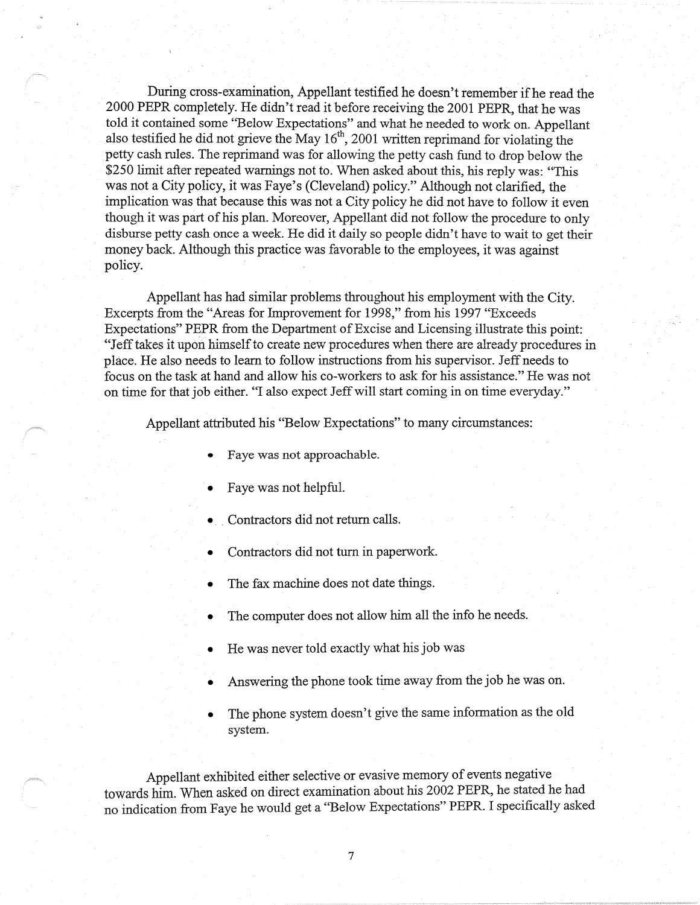During cross-examination, Appellant testified he doesn't remember if he read the 2000 PEPR completely. He didn't read it before receiving the 2001 PEPR, that he was told it contained some "Below Expectations" and what he needed to work on. Appellant also testified he did not grieve the May 16th, 2001 written reprimand for violating the petty cash rules. The reprimand was for allowing the petty cash fund to drop below the $250 limit after repeated warnings not to. When asked about this, his reply was: "This was not a City policy, it was Faye's (Cleveland) policy." Although not clarified, the implication was that because this was not a City policy he did not have to follow it even though it was part of his plan. Moreover, Appellant did not follow the procedure to only disburse petty cash once a week. He did it daily so people didn't have to wait to get their money back. Although this practice was favorable to the employees, it was against policy.

Appellant has had similar problems throughout his employment with the City. Excerpts from the "Areas for Improvement for 1998," from his 1997 "Exceeds Expectations" PEPR from the Department of Excise and Licensing illustrate this point: "Jeff takes it upon himself to create new procedures when there are already procedures in place. He also needs to learn to follow instructions from his supervisor. Jeff needs to focus on the task at hand and allow his co-workers to ask for his assistance." He was not on time for that job either. "I also expect Jeff will start coming in on time everyday."

Appellant attributed his "Below Expectations" to many circumstances:

- Faye was not approachable.
- Faye was not helpful.
- Contractors did not return calls.
- Contractors did not turn in paperwork.
- The fax machine does not date things.
- The computer does not allow him all the info he needs.
- He was never told exactly what his job was
- Answering the phone took time away from the job he was on.
- The phone system doesn't give the same information as the old system.

Appellant exhibited either selective or evasive memory of events negative towards him. When asked on direct examination about his 2002 PEPR, he stated he had no indication from Faye he would get a "Below Expectations" PEPR. I specifically asked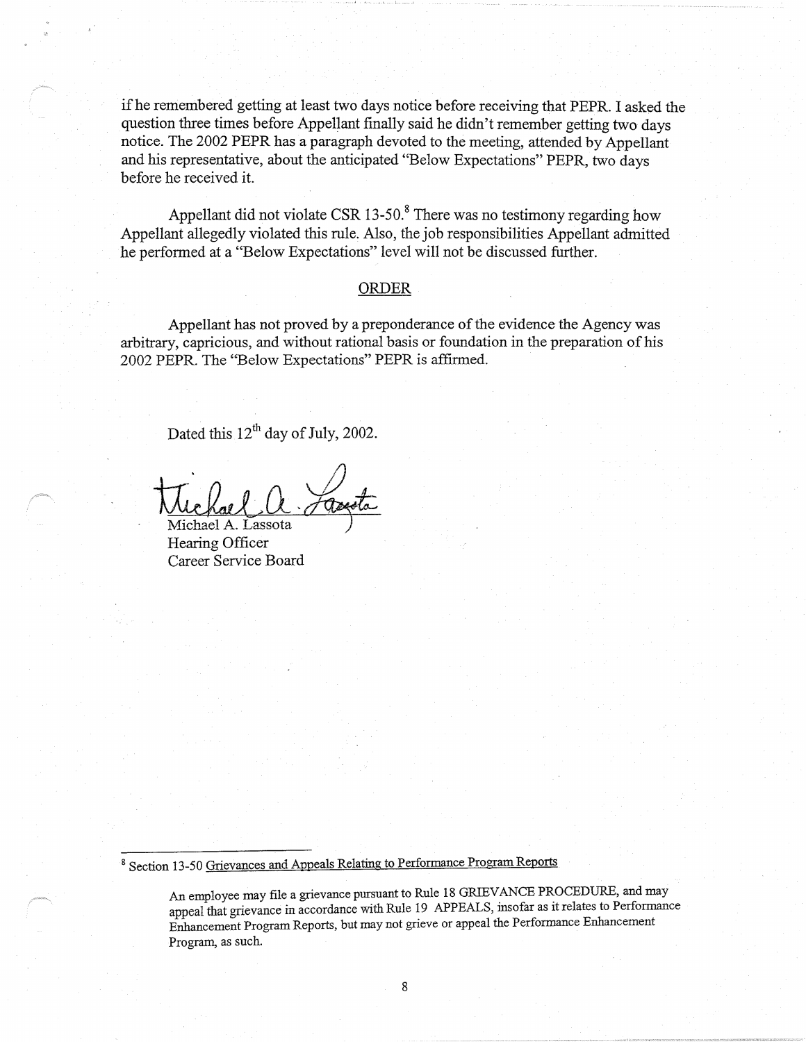if he remembered getting at least two days notice before receiving that PEPR. I asked the question three times before Appellant finally said he didn't remember getting two days notice. The 2002 PEPR has a paragraph devoted to the meeting, attended by Appellant and his representative, about the anticipated "Below Expectations" PEPR, two days before he received it.

Appellant did not violate CSR 13-50.[8] There was no testimony regarding how Appellant allegedly violated this rule. Also, the job responsibilities Appellant admitted he performed at a "Below Expectations" level will not be discussed further.

## ORDER

Appellant has not proved by a preponderance of the evidence the Agency was arbitrary, capricious, and without rational basis or foundation in the preparation of his 2002 PEPR. The "Below Expectations" PEPR is affirmed.

Dated this 12th day of July, 2002.

Michael A. Lassota
Hearing Officer
Career Service Board

---

[8] Section 13-50 Grievances and Appeals Relating to Performance Program Reports

> An employee may file a grievance pursuant to Rule 18 GRIEVANCE PROCEDURE, and may appeal that grievance in accordance with Rule 19 APPEALS, insofar as it relates to Performance Enhancement Program Reports, but may not grieve or appeal the Performance Enhancement Program, as such.